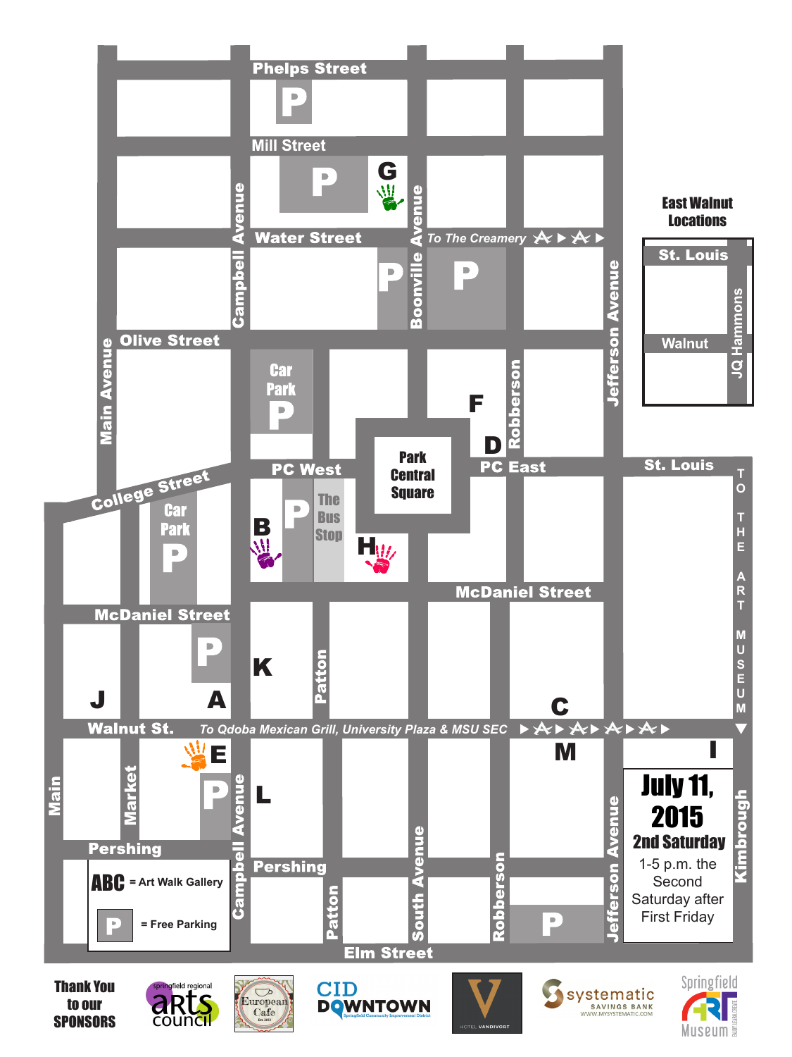Phelps Street

Mill Street

Water Street

To The Creamery

Olive Street

Main Avenue

Campbell Avenue

Boonville Avenue

Robberson

Jefferson Avenue

Car Park

PC West

Park Central Square

PC East

St. Louis

College Street

The Bus Stop

McDaniel Street

Patton

Walnut St.

To Qdoba Mexican Grill, University Plaza & MSU SEC

TO THE ART MUSEUM

Main

Market

Pershing

South Avenue

Kimbrough

Elm Street

**East Walnut Locations**

St. Louis

Walnut

JQ Hammons

A B C D E F G H I J K L M

**July 11, 2015**

**2nd Saturday**

1-5 p.m. the Second Saturday after First Friday

**ABC** = Art Walk Gallery

**P** = Free Parking

**Thank You to our SPONSORS**

springfield regional arts council

European Cafe

CID DOWNTOWN Springfield Community Improvement District

HOTEL VANDIVORT

systematic SAVINGS BANK WWW.MYSYSTEMATIC.COM

Springfield Art Museum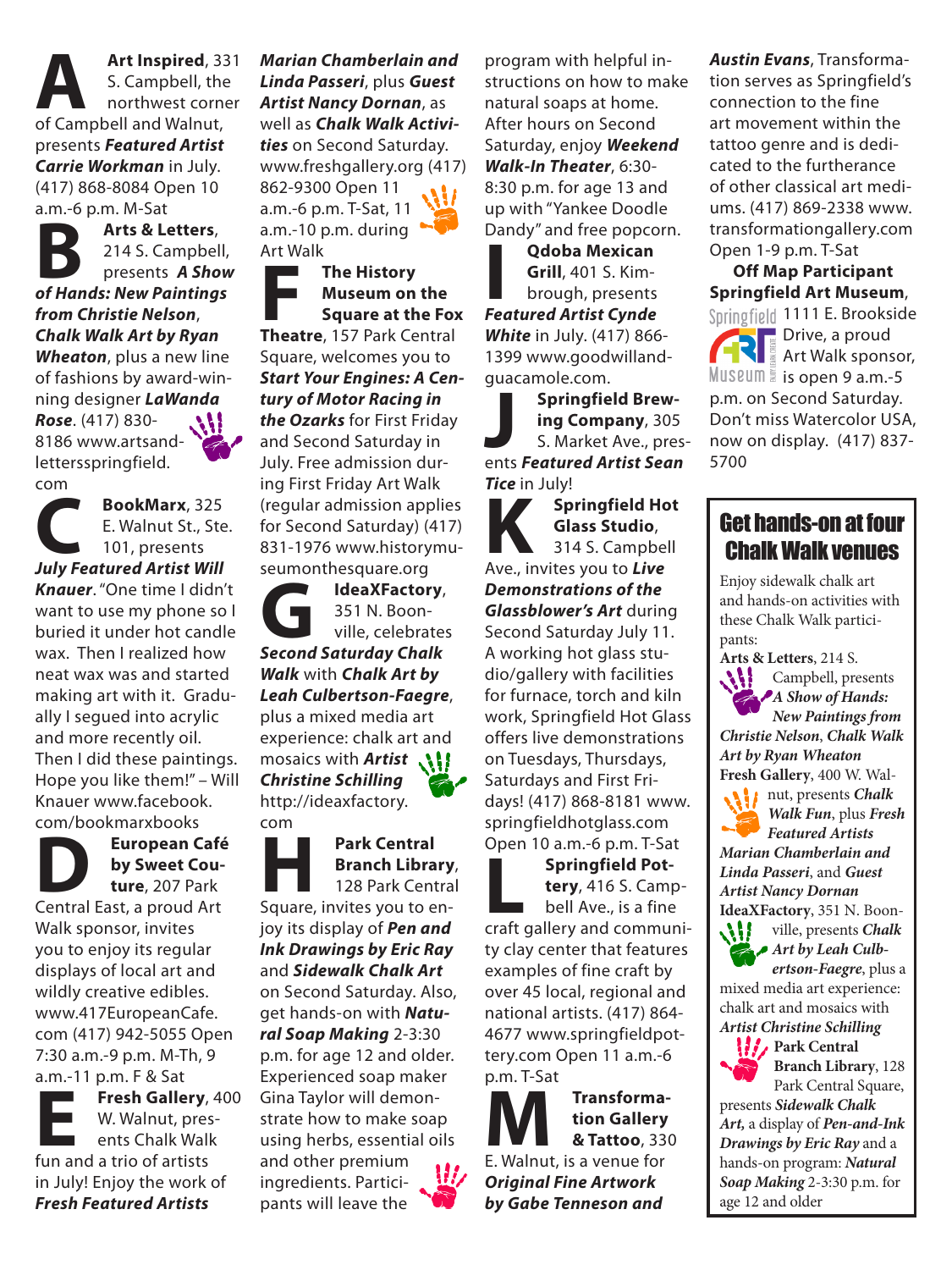**A** **Art Inspired**, 331 S. Campbell, the northwest corner of Campbell and Walnut, presents ***Featured Artist Carrie Workman*** in July. (417) 868-8084 Open 10 a.m.-6 p.m. M-Sat

**B** **Arts & Letters**, 214 S. Campbell, presents ***A Show of Hands: New Paintings from Christie Nelson***, ***Chalk Walk Art by Ryan Wheaton***, plus a new line of fashions by award-winning designer ***LaWanda Rose***. (417) 830-8186 www.artsandletterssspringfield.com

**C** **BookMarx**, 325 E. Walnut St., Ste. 101, presents ***July Featured Artist Will Knauer***. "One time I didn't want to use my phone so I buried it under hot candle wax. Then I realized how neat wax was and started making art with it. Gradually I segued into acrylic and more recently oil. Then I did these paintings. Hope you like them!" – Will Knauer www.facebook.com/bookmarxbooks

**D** **European Café by Sweet Couture**, 207 Park Central East, a proud Art Walk sponsor, invites you to enjoy its regular displays of local art and wildly creative edibles. www.417EuropeanCafe.com (417) 942-5055 Open 7:30 a.m.-9 p.m. M-Th, 9 a.m.-11 p.m. F & Sat

**E** **Fresh Gallery**, 400 W. Walnut, presents Chalk Walk fun and a trio of artists in July! Enjoy the work of ***Fresh Featured Artists Marian Chamberlain and Linda Passeri***, plus ***Guest Artist Nancy Dornan***, as well as ***Chalk Walk Activities*** on Second Saturday. www.freshgallery.org (417) 862-9300 Open 11 a.m.-6 p.m. T-Sat, 11 a.m.-10 p.m. during Art Walk

**F** **The History Museum on the Square at the Fox Theatre**, 157 Park Central Square, welcomes you to ***Start Your Engines: A Century of Motor Racing in the Ozarks*** for First Friday and Second Saturday in July. Free admission during First Friday Art Walk (regular admission applies for Second Saturday) (417) 831-1976 www.historymuseumonthesquare.org

**G** **IdeaXFactory**, 351 N. Boonville, celebrates ***Second Saturday Chalk Walk*** with ***Chalk Art by Leah Culbertson-Faegre***, plus a mixed media art experience: chalk art and mosaics with ***Artist Christine Schilling*** http://ideaxfactory.com

**H** **Park Central Branch Library**, 128 Park Central Square, invites you to enjoy its display of ***Pen and Ink Drawings by Eric Ray*** and ***Sidewalk Chalk Art*** on Second Saturday. Also, get hands-on with ***Natural Soap Making*** 2-3:30 p.m. for age 12 and older. Experienced soap maker Gina Taylor will demonstrate how to make soap using herbs, essential oils and other premium ingredients. Participants will leave the program with helpful instructions on how to make natural soaps at home. After hours on Second Saturday, enjoy ***Weekend Walk-In Theater***, 6:30-8:30 p.m. for age 13 and up with "Yankee Doodle Dandy" and free popcorn.

**I** **Qdoba Mexican Grill**, 401 S. Kimbrough, presents ***Featured Artist Cynde White*** in July. (417) 866-1399 www.goodwillandguacamole.com.

**J** **Springfield Brewing Company**, 305 S. Market Ave., presents ***Featured Artist Sean Tice*** in July!

**K** **Springfield Hot Glass Studio**, 314 S. Campbell Ave., invites you to ***Live Demonstrations of the Glassblower's Art*** during Second Saturday July 11. A working hot glass studio/gallery with facilities for furnace, torch and kiln work, Springfield Hot Glass offers live demonstrations on Tuesdays, Thursdays, Saturdays and First Fridays! (417) 868-8181 www.springfieldhotglass.com Open 10 a.m.-6 p.m. T-Sat

**L** **Springfield Pottery**, 416 S. Campbell Ave., is a fine craft gallery and community clay center that features examples of fine craft by over 45 local, regional and national artists. (417) 864-4677 www.springfieldpottery.com Open 11 a.m.-6 p.m. T-Sat

**M** **Transformation Gallery & Tattoo**, 330 E. Walnut, is a venue for ***Original Fine Artwork by Gabe Tenneson and Austin Evans***, Transformation serves as Springfield's connection to the fine art movement within the tattoo genre and is dedicated to the furtherance of other classical art mediums. (417) 869-2338 www.transformationgallery.com Open 1-9 p.m. T-Sat

**Off Map Participant Springfield Art Museum**, 1111 E. Brookside Drive, a proud Art Walk sponsor, is open 9 a.m.-5 p.m. on Second Saturday. Don't miss Watercolor USA, now on display. (417) 837-5700

## Get hands-on at four Chalk Walk venues

Enjoy sidewalk chalk art and hands-on activities with these Chalk Walk participants:

**Arts & Letters**, 214 S. Campbell, presents ***A Show of Hands: New Paintings from Christie Nelson***, ***Chalk Walk Art by Ryan Wheaton***

**Fresh Gallery**, 400 W. Walnut, presents ***Chalk Walk Fun***, plus ***Fresh Featured Artists Marian Chamberlain and Linda Passeri***, and ***Guest Artist Nancy Dornan***

**IdeaXFactory**, 351 N. Boonville, presents ***Chalk Art by Leah Culbertson-Faegre***, plus a mixed media art experience: chalk art and mosaics with ***Artist Christine Schilling***

**Park Central Branch Library**, 128 Park Central Square, presents ***Sidewalk Chalk Art***, a display of ***Pen-and-Ink Drawings by Eric Ray*** and a hands-on program: ***Natural Soap Making*** 2-3:30 p.m. for age 12 and older